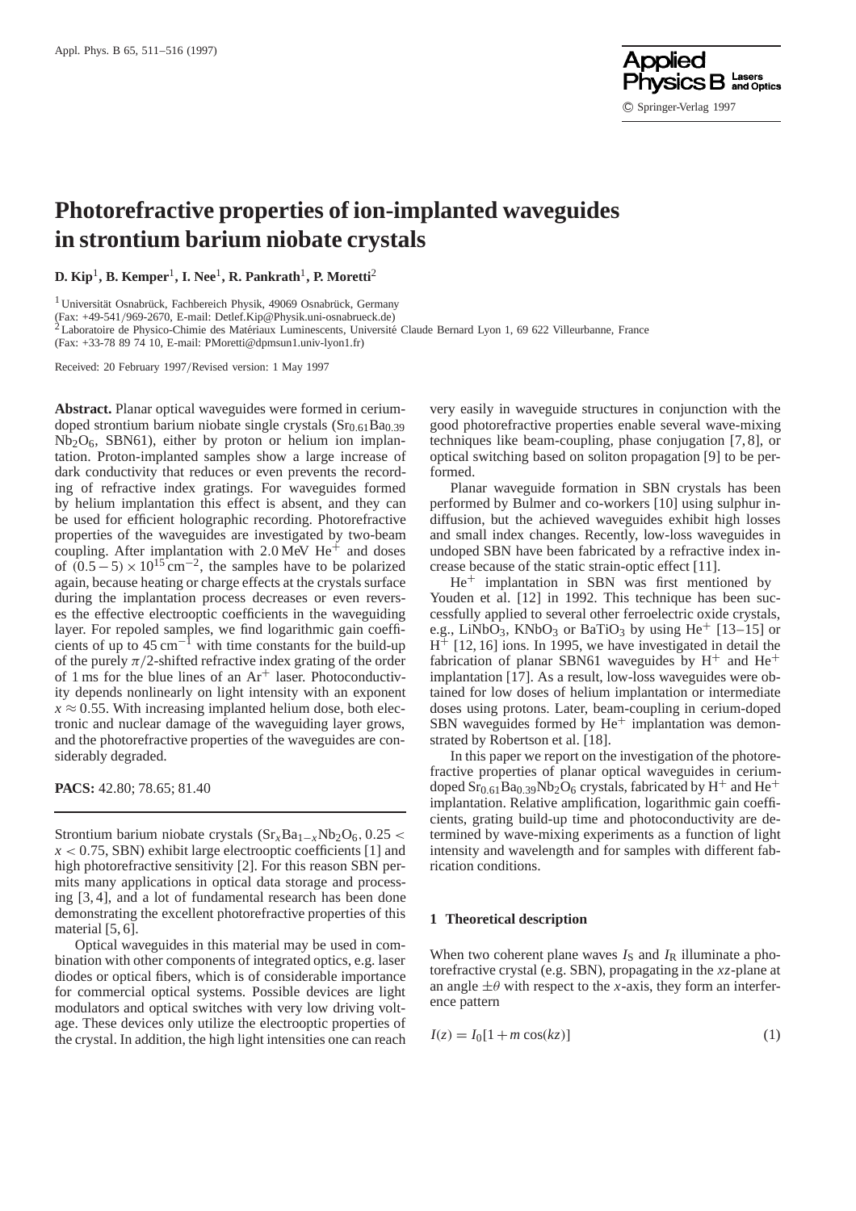# Photorefractive properties of ion-implanted waveguides in strontium barium niobate crystals

**D. Kip[1], B. Kemper[1], I. Nee[1], R. Pankrath[1], P. Moretti[2]**

[1] Universität Osnabrück, Fachbereich Physik, 49069 Osnabrück, Germany
(Fax: +49-541/969-2670, E-mail: Detlef.Kip@Physik.uni-osnabrueck.de)
[2] Laboratoire de Physico-Chimie des Matériaux Luminescents, Université Claude Bernard Lyon 1, 69 622 Villeurbanne, France
(Fax: +33-78 89 74 10, E-mail: PMoretti@dpmsun1.univ-lyon1.fr)

Received: 20 February 1997/Revised version: 1 May 1997

**Abstract.** Planar optical waveguides were formed in cerium-doped strontium barium niobate single crystals ($Sr_{0.61}Ba_{0.39}Nb_2O_6$, SBN61), either by proton or helium ion implantation. Proton-implanted samples show a large increase of dark conductivity that reduces or even prevents the recording of refractive index gratings. For waveguides formed by helium implantation this effect is absent, and they can be used for efficient holographic recording. Photorefractive properties of the waveguides are investigated by two-beam coupling. After implantation with 2.0 MeV $He^+$ and doses of $(0.5-5)\times 10^{15}\,\mathrm{cm}^{-2}$, the samples have to be polarized again, because heating or charge effects at the crystals surface during the implantation process decreases or even reverses the effective electrooptic coefficients in the waveguiding layer. For repoled samples, we find logarithmic gain coefficients of up to $45\,\mathrm{cm}^{-1}$ with time constants for the build-up of the purely $\pi/2$-shifted refractive index grating of the order of 1 ms for the blue lines of an $Ar^+$ laser. Photoconductivity depends nonlinearly on light intensity with an exponent $x \approx 0.55$. With increasing implanted helium dose, both electronic and nuclear damage of the waveguiding layer grows, and the photorefractive properties of the waveguides are considerably degraded.

**PACS:** 42.80; 78.65; 81.40

Strontium barium niobate crystals ($Sr_xBa_{1-x}Nb_2O_6$, $0.25 < x < 0.75$, SBN) exhibit large electrooptic coefficients [1] and high photorefractive sensitivity [2]. For this reason SBN permits many applications in optical data storage and processing [3, 4], and a lot of fundamental research has been done demonstrating the excellent photorefractive properties of this material [5, 6].

Optical waveguides in this material may be used in combination with other components of integrated optics, e.g. laser diodes or optical fibers, which is of considerable importance for commercial optical systems. Possible devices are light modulators and optical switches with very low driving voltage. These devices only utilize the electrooptic properties of the crystal. In addition, the high light intensities one can reach very easily in waveguide structures in conjunction with the good photorefractive properties enable several wave-mixing techniques like beam-coupling, phase conjugation [7, 8], or optical switching based on soliton propagation [9] to be performed.

Planar waveguide formation in SBN crystals has been performed by Bulmer and co-workers [10] using sulphur indiffusion, but the achieved waveguides exhibit high losses and small index changes. Recently, low-loss waveguides in undoped SBN have been fabricated by a refractive index increase because of the static strain-optic effect [11].

$He^+$ implantation in SBN was first mentioned by Youden et al. [12] in 1992. This technique has been successfully applied to several other ferroelectric oxide crystals, e.g., $LiNbO_3$, $KNbO_3$ or $BaTiO_3$ by using $He^+$ [13–15] or $H^+$ [12, 16] ions. In 1995, we have investigated in detail the fabrication of planar SBN61 waveguides by $H^+$ and $He^+$ implantation [17]. As a result, low-loss waveguides were obtained for low doses of helium implantation or intermediate doses using protons. Later, beam-coupling in cerium-doped SBN waveguides formed by $He^+$ implantation was demonstrated by Robertson et al. [18].

In this paper we report on the investigation of the photorefractive properties of planar optical waveguides in cerium-doped $Sr_{0.61}Ba_{0.39}Nb_2O_6$ crystals, fabricated by $H^+$ and $He^+$ implantation. Relative amplification, logarithmic gain coefficients, grating build-up time and photoconductivity are determined by wave-mixing experiments as a function of light intensity and wavelength and for samples with different fabrication conditions.

## 1 Theoretical description

When two coherent plane waves $I_S$ and $I_R$ illuminate a photorefractive crystal (e.g. SBN), propagating in the $xz$-plane at an angle $\pm\theta$ with respect to the $x$-axis, they form an interference pattern

$$I(z) = I_0[1 + m\cos(kz)] \tag{1}$$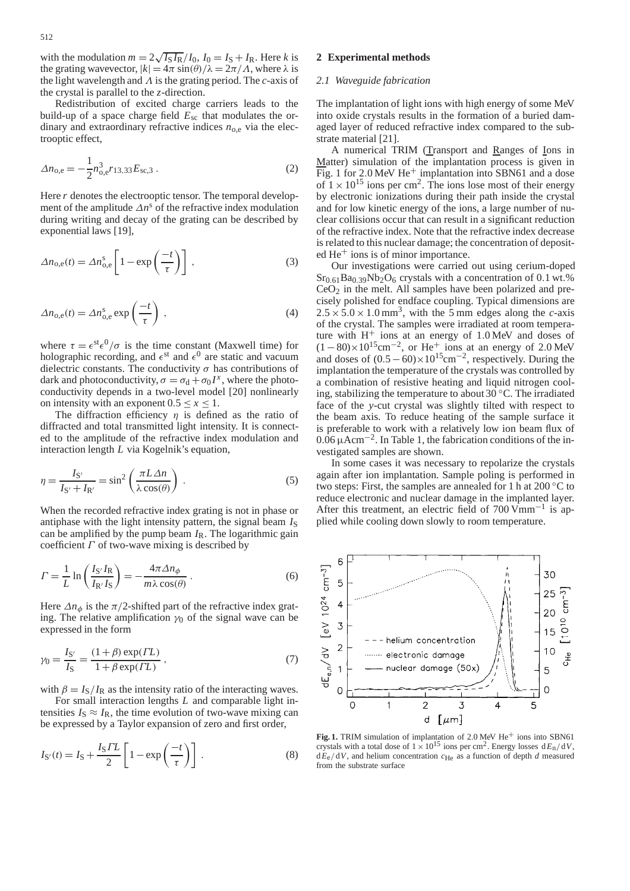with the modulation $m = 2\sqrt{I_S I_R}/I_0$, $I_0 = I_S + I_R$. Here $k$ is the grating wavevector, $|k| = 4\pi \sin(\theta)/\lambda = 2\pi/\Lambda$, where $\lambda$ is the light wavelength and $\Lambda$ is the grating period. The $c$-axis of the crystal is parallel to the $z$-direction.

Redistribution of excited charge carriers leads to the build-up of a space charge field $E_{sc}$ that modulates the ordinary and extraordinary refractive indices $n_{o,e}$ via the electrooptic effect,

$$\Delta n_{o,e} = -\frac{1}{2} n_{o,e}^3 r_{13,33} E_{sc,3} . \tag{2}$$

Here $r$ denotes the electrooptic tensor. The temporal development of the amplitude $\Delta n^s$ of the refractive index modulation during writing and decay of the grating can be described by exponential laws [19],

$$\Delta n_{o,e}(t) = \Delta n_{o,e}^s \left[ 1 - \exp\left( \frac{-t}{\tau} \right) \right] , \tag{3}$$

$$\Delta n_{o,e}(t) = \Delta n_{o,e}^s \exp\left( \frac{-t}{\tau} \right) , \tag{4}$$

where $\tau = \epsilon^{st}\epsilon^0/\sigma$ is the time constant (Maxwell time) for holographic recording, and $\epsilon^{st}$ and $\epsilon^0$ are static and vacuum dielectric constants. The conductivity $\sigma$ has contributions of dark and photoconductivity, $\sigma = \sigma_d + \sigma_0 I^x$, where the photoconductivity depends in a two-level model [20] nonlinearly on intensity with an exponent $0.5 \leq x \leq 1$.

The diffraction efficiency $\eta$ is defined as the ratio of diffracted and total transmitted light intensity. It is connected to the amplitude of the refractive index modulation and interaction length $L$ via Kogelnik's equation,

$$\eta = \frac{I_{S'}}{I_{S'} + I_{R'}} = \sin^2\left( \frac{\pi L \Delta n}{\lambda \cos(\theta)} \right) . \tag{5}$$

When the recorded refractive index grating is not in phase or antiphase with the light intensity pattern, the signal beam $I_S$ can be amplified by the pump beam $I_R$. The logarithmic gain coefficient $\Gamma$ of two-wave mixing is described by

$$\Gamma = \frac{1}{L} \ln\left( \frac{I_{S'} I_R}{I_{R'} I_S} \right) = -\frac{4\pi \Delta n_\phi}{m \lambda \cos(\theta)} . \tag{6}$$

Here $\Delta n_\phi$ is the $\pi/2$-shifted part of the refractive index grating. The relative amplification $\gamma_0$ of the signal wave can be expressed in the form

$$\gamma_0 = \frac{I_{S'}}{I_S} = \frac{(1+\beta)\exp(\Gamma L)}{1 + \beta \exp(\Gamma L)} , \tag{7}$$

with $\beta = I_S/I_R$ as the intensity ratio of the interacting waves.

For small interaction lengths $L$ and comparable light intensities $I_S \approx I_R$, the time evolution of two-wave mixing can be expressed by a Taylor expansion of zero and first order,

$$I_{S'}(t) = I_S + \frac{I_S \Gamma L}{2} \left[ 1 - \exp\left( \frac{-t}{\tau} \right) \right] . \tag{8}$$

## 2 Experimental methods

### 2.1 Waveguide fabrication

The implantation of light ions with high energy of some MeV into oxide crystals results in the formation of a buried damaged layer of reduced refractive index compared to the substrate material [21].

A numerical TRIM (Transport and Ranges of Ions in Matter) simulation of the implantation process is given in Fig. 1 for 2.0 MeV $He^+$ implantation into SBN61 and a dose of $1 \times 10^{15}$ ions per $cm^2$. The ions lose most of their energy by electronic ionizations during their path inside the crystal and for low kinetic energy of the ions, a large number of nuclear collisions occur that can result in a significant reduction of the refractive index. Note that the refractive index decrease is related to this nuclear damage; the concentration of deposited $He^+$ ions is of minor importance.

Our investigations were carried out using cerium-doped $Sr_{0.61}Ba_{0.39}Nb_2O_6$ crystals with a concentration of 0.1 wt.% $CeO_2$ in the melt. All samples have been polarized and precisely polished for endface coupling. Typical dimensions are $2.5 \times 5.0 \times 1.0\,mm^3$, with the 5 mm edges along the $c$-axis of the crystal. The samples were irradiated at room temperature with $H^+$ ions at an energy of 1.0 MeV and doses of $(1-80)\times 10^{15} cm^{-2}$, or $He^+$ ions at an energy of 2.0 MeV and doses of $(0.5-60)\times 10^{15} cm^{-2}$, respectively. During the implantation the temperature of the crystals was controlled by a combination of resistive heating and liquid nitrogen cooling, stabilizing the temperature to about 30 °C. The irradiated face of the $y$-cut crystal was slightly tilted with respect to the beam axis. To reduce heating of the sample surface it is preferable to work with a relatively low ion beam flux of $0.06\,\mu A cm^{-2}$. In Table 1, the fabrication conditions of the investigated samples are shown.

In some cases it was necessary to repolarize the crystals again after ion implantation. Sample poling is performed in two steps: First, the samples are annealed for 1 h at 200 °C to reduce electronic and nuclear damage in the implanted layer. After this treatment, an electric field of $700\,V mm^{-1}$ is applied while cooling down slowly to room temperature.

**Fig. 1.** TRIM simulation of implantation of 2.0 MeV $He^+$ ions into SBN61 crystals with a total dose of $1 \times 10^{15}$ ions per $cm^2$. Energy losses $dE_n/dV$, $dE_e/dV$, and helium concentration $c_{He}$ as a function of depth $d$ measured from the substrate surface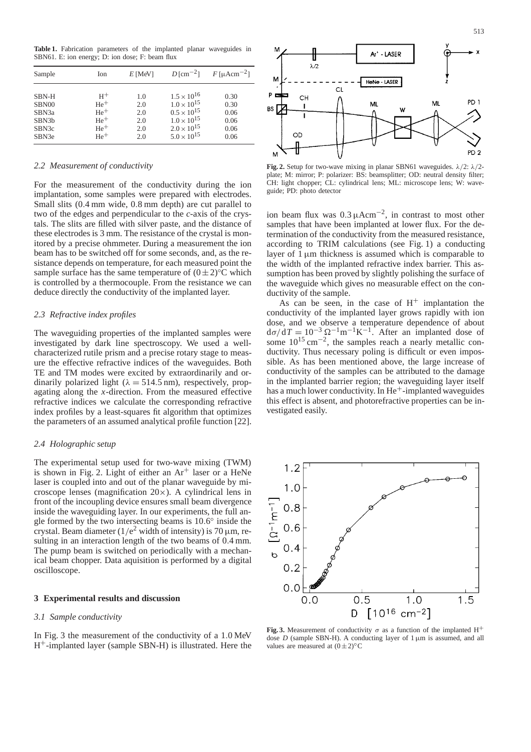**Table 1.** Fabrication parameters of the implanted planar waveguides in SBN61. E: ion energy; D: ion dose; F: beam flux

| Sample | Ion | $E$ [MeV] | $D$ [cm$^{-2}$] | $F$ [μAcm$^{-2}$] |
|---|---|---|---|---|
| SBN-H | $H^+$ | 1.0 | $1.5 \times 10^{16}$ | 0.30 |
| SBN00 | $He^+$ | 2.0 | $1.0 \times 10^{15}$ | 0.30 |
| SBN3a | $He^+$ | 2.0 | $0.5 \times 10^{15}$ | 0.06 |
| SBN3b | $He^+$ | 2.0 | $1.0 \times 10^{15}$ | 0.06 |
| SBN3c | $He^+$ | 2.0 | $2.0 \times 10^{15}$ | 0.06 |
| SBN3e | $He^+$ | 2.0 | $5.0 \times 10^{15}$ | 0.06 |

### *2.2 Measurement of conductivity*

For the measurement of the conductivity during the ion implantation, some samples were prepared with electrodes. Small slits (0.4 mm wide, 0.8 mm depth) are cut parallel to two of the edges and perpendicular to the *c*-axis of the crystals. The slits are filled with silver paste, and the distance of these electrodes is 3 mm. The resistance of the crystal is monitored by a precise ohmmeter. During a measurement the ion beam has to be switched off for some seconds, and, as the resistance depends on temperature, for each measured point the sample surface has the same temperature of $(0 \pm 2)$°C which is controlled by a thermocouple. From the resistance we can deduce directly the conductivity of the implanted layer.

### *2.3 Refractive index profiles*

The waveguiding properties of the implanted samples were investigated by dark line spectroscopy. We used a well-characterized rutile prism and a precise rotary stage to measure the effective refractive indices of the waveguides. Both TE and TM modes were excited by extraordinarily and ordinarily polarized light ($\lambda = 514.5$ nm), respectively, propagating along the *x*-direction. From the measured effective refractive indices we calculate the corresponding refractive index profiles by a least-squares fit algorithm that optimizes the parameters of an assumed analytical profile function [22].

### *2.4 Holographic setup*

The experimental setup used for two-wave mixing (TWM) is shown in Fig. 2. Light of either an $Ar^+$ laser or a HeNe laser is coupled into and out of the planar waveguide by microscope lenses (magnification 20×). A cylindrical lens in front of the incoupling device ensures small beam divergence inside the waveguiding layer. In our experiments, the full angle formed by the two intersecting beams is 10.6° inside the crystal. Beam diameter ($1/e^2$ width of intensity) is 70 μm, resulting in an interaction length of the two beams of 0.4 mm. The pump beam is switched on periodically with a mechanical beam chopper. Data aquisition is performed by a digital oscilloscope.

**Fig. 2.** Setup for two-wave mixing in planar SBN61 waveguides. $\lambda/2$: $\lambda/2$-plate; M: mirror; P: polarizer: BS: beamsplitter; OD: neutral density filter; CH: light chopper; CL: cylindrical lens; ML: microscope lens; W: waveguide; PD: photo detector

## 3 Experimental results and discussion

### *3.1 Sample conductivity*

In Fig. 3 the measurement of the conductivity of a 1.0 MeV $H^+$-implanted layer (sample SBN-H) is illustrated. Here the ion beam flux was 0.3 μAcm$^{-2}$, in contrast to most other samples that have been implanted at lower flux. For the determination of the conductivity from the measured resistance, according to TRIM calculations (see Fig. 1) a conducting layer of 1 μm thickness is assumed which is comparable to the width of the implanted refractive index barrier. This assumption has been proved by slightly polishing the surface of the waveguide which gives no measurable effect on the conductivity of the sample.

As can be seen, in the case of $H^+$ implantation the conductivity of the implanted layer grows rapidly with ion dose, and we observe a temperature dependence of about $\mathrm{d}\sigma/\mathrm{d}T = 10^{-3}\,\Omega^{-1}\mathrm{m}^{-1}\mathrm{K}^{-1}$. After an implanted dose of some $10^{15}$ cm$^{-2}$, the samples reach a nearly metallic conductivity. Thus necessary poling is difficult or even impossible. As has been mentioned above, the large increase of conductivity of the samples can be attributed to the damage in the implanted barrier region; the waveguiding layer itself has a much lower conductivity. In $He^+$-implanted waveguides this effect is absent, and photorefractive properties can be investigated easily.

**Fig. 3.** Measurement of conductivity $\sigma$ as a function of the implanted $H^+$ dose $D$ (sample SBN-H). A conducting layer of 1 μm is assumed, and all values are measured at $(0 \pm 2)$°C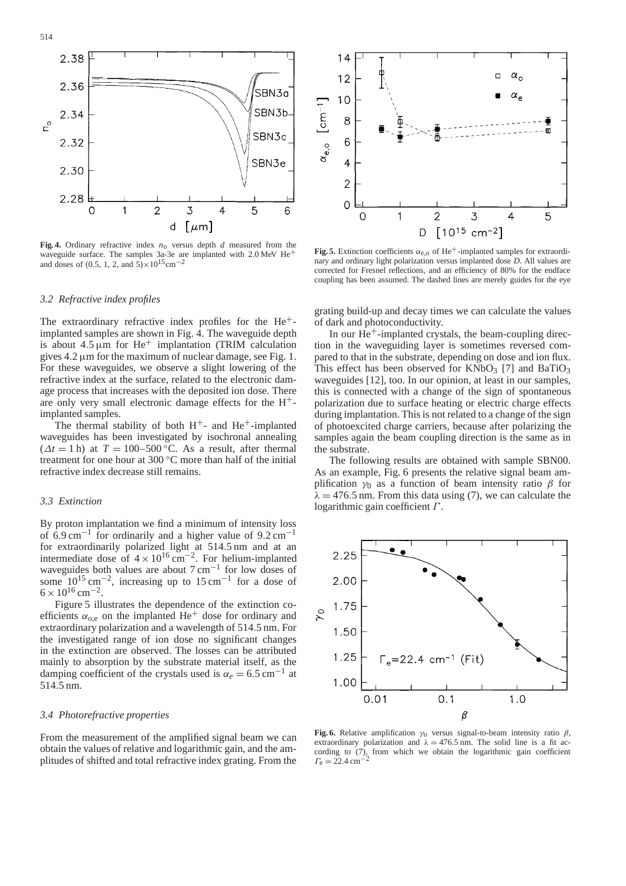**Fig. 4.** Ordinary refractive index $n_o$ versus depth $d$ measured from the waveguide surface. The samples 3a-3e are implanted with 2.0 MeV $He^+$ and doses of (0.5, 1, 2, and 5)$\times 10^{15}$cm$^{-2}$

**Fig. 5.** Extinction coefficients $\alpha_{e,o}$ of $He^+$-implanted samples for extraordinary and ordinary light polarization versus implanted dose $D$. All values are corrected for Fresnel reflections, and an efficiency of 80% for the endface coupling has been assumed. The dashed lines are merely guides for the eye

### *3.2 Refractive index profiles*

The extraordinary refractive index profiles for the $He^+$-implanted samples are shown in Fig. 4. The waveguide depth is about 4.5 μm for $He^+$ implantation (TRIM calculation gives 4.2 μm for the maximum of nuclear damage, see Fig. 1. For these waveguides, we observe a slight lowering of the refractive index at the surface, related to the electronic damage process that increases with the deposited ion dose. There are only very small electronic damage effects for the $H^+$-implanted samples.

The thermal stability of both $H^+$- and $He^+$-implanted waveguides has been investigated by isochronal annealing ($\Delta t = 1$ h) at $T = 100$–$500\,°C$. As a result, after thermal treatment for one hour at 300 °C more than half of the initial refractive index decrease still remains.

### *3.3 Extinction*

By proton implantation we find a minimum of intensity loss of 6.9 cm$^{-1}$ for ordinarily and a higher value of 9.2 cm$^{-1}$ for extraordinarily polarized light at 514.5 nm and at an intermediate dose of $4 \times 10^{16}$ cm$^{-2}$. For helium-implanted waveguides both values are about 7 cm$^{-1}$ for low doses of some $10^{15}$ cm$^{-2}$, increasing up to 15 cm$^{-1}$ for a dose of $6 \times 10^{16}$ cm$^{-2}$.

Figure 5 illustrates the dependence of the extinction coefficients $\alpha_{o,e}$ on the implanted $He^+$ dose for ordinary and extraordinary polarization and a wavelength of 514.5 nm. For the investigated range of ion dose no significant changes in the extinction are observed. The losses can be attributed mainly to absorption by the substrate material itself, as the damping coefficient of the crystals used is $\alpha_e = 6.5$ cm$^{-1}$ at 514.5 nm.

### *3.4 Photorefractive properties*

From the measurement of the amplified signal beam we can obtain the values of relative and logarithmic gain, and the amplitudes of shifted and total refractive index grating. From the grating build-up and decay times we can calculate the values of dark and photoconductivity.

In our $He^+$-implanted crystals, the beam-coupling direction in the waveguiding layer is sometimes reversed compared to that in the substrate, depending on dose and ion flux. This effect has been observed for $KNbO_3$ [7] and $BaTiO_3$ waveguides [12], too. In our opinion, at least in our samples, this is connected with a change of the sign of spontaneous polarization due to surface heating or electric charge effects during implantation. This is not related to a change of the sign of photoexcited charge carriers, because after polarizing the samples again the beam coupling direction is the same as in the substrate.

The following results are obtained with sample SBN00. As an example, Fig. 6 presents the relative signal beam amplification $\gamma_0$ as a function of beam intensity ratio $\beta$ for $\lambda = 476.5$ nm. From this data using (7), we can calculate the logarithmic gain coefficient $\Gamma$.

**Fig. 6.** Relative amplification $\gamma_0$ versus signal-to-beam intensity ratio $\beta$, extraordinary polarization and $\lambda = 476.5$ nm. The solid line is a fit according to (7), from which we obtain the logarithmic gain coefficient $\Gamma_e = 22.4$ cm$^{-2}$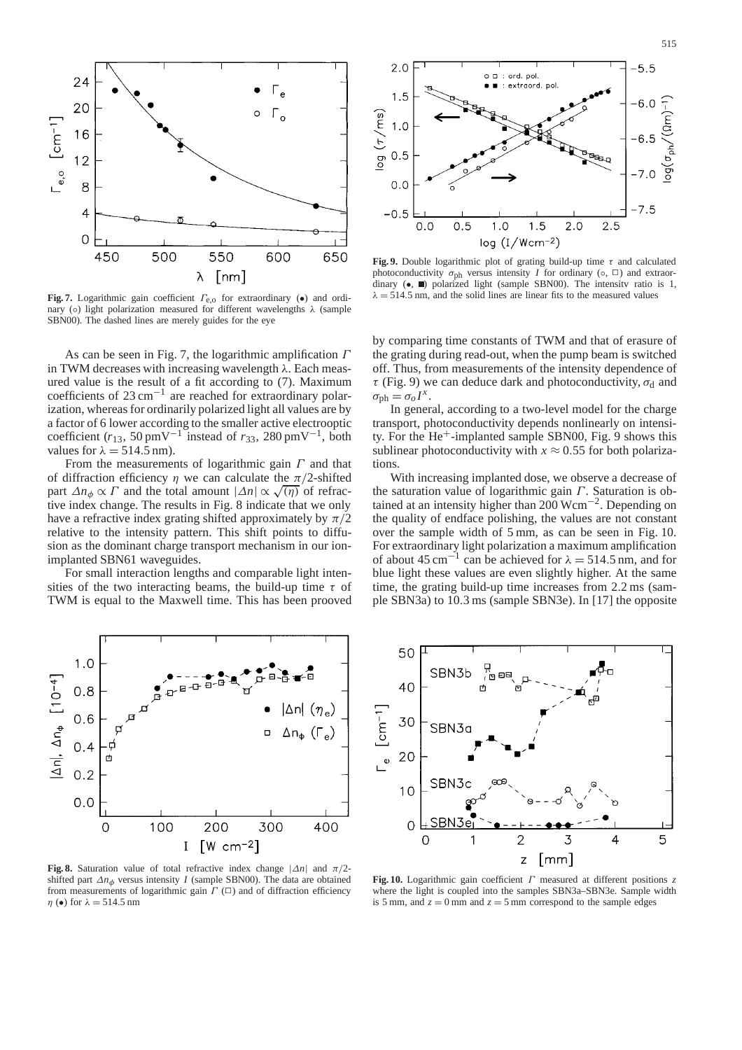**Fig. 7.** Logarithmic gain coefficient $\Gamma_{e,o}$ for extraordinary (•) and ordinary (∘) light polarization measured for different wavelengths $\lambda$ (sample SBN00). The dashed lines are merely guides for the eye

**Fig. 9.** Double logarithmic plot of grating build-up time $\tau$ and calculated photoconductivity $\sigma_{ph}$ versus intensity $I$ for ordinary (∘, □) and extraordinary (•, ■) polarized light (sample SBN00). The intensity ratio is 1, $\lambda = 514.5$ nm, and the solid lines are linear fits to the measured values

As can be seen in Fig. 7, the logarithmic amplification $\Gamma$ in TWM decreases with increasing wavelength $\lambda$. Each measured value is the result of a fit according to (7). Maximum coefficients of 23 $cm^{-1}$ are reached for extraordinary polarization, whereas for ordinarily polarized light all values are by a factor of 6 lower according to the smaller active electrooptic coefficient ($r_{13}$, 50 $pmV^{-1}$ instead of $r_{33}$, 280 $pmV^{-1}$, both values for $\lambda = 514.5$ nm).

From the measurements of logarithmic gain $\Gamma$ and that of diffraction efficiency $\eta$ we can calculate the $\pi/2$-shifted part $\Delta n_\phi \propto \Gamma$ and the total amount $|\Delta n| \propto \sqrt{(\eta)}$ of refractive index change. The results in Fig. 8 indicate that we only have a refractive index grating shifted approximately by $\pi/2$ relative to the intensity pattern. This shift points to diffusion as the dominant charge transport mechanism in our ion-implanted SBN61 waveguides.

For small interaction lengths and comparable light intensities of the two interacting beams, the build-up time $\tau$ of TWM is equal to the Maxwell time. This has been prooved by comparing time constants of TWM and that of erasure of the grating during read-out, when the pump beam is switched off. Thus, from measurements of the intensity dependence of $\tau$ (Fig. 9) we can deduce dark and photoconductivity, $\sigma_d$ and $\sigma_{ph} = \sigma_o I^x$.

In general, according to a two-level model for the charge transport, photoconductivity depends nonlinearly on intensity. For the $He^+$-implanted sample SBN00, Fig. 9 shows this sublinear photoconductivity with $x \approx 0.55$ for both polarizations.

With increasing implanted dose, we observe a decrease of the saturation value of logarithmic gain $\Gamma$. Saturation is obtained at an intensity higher than 200 $Wcm^{-2}$. Depending on the quality of endface polishing, the values are not constant over the sample width of 5 mm, as can be seen in Fig. 10. For extraordinary light polarization a maximum amplification of about 45 $cm^{-1}$ can be achieved for $\lambda = 514.5$ nm, and for blue light these values are even slightly higher. At the same time, the grating build-up time increases from 2.2 ms (sample SBN3a) to 10.3 ms (sample SBN3e). In [17] the opposite

**Fig. 8.** Saturation value of total refractive index change $|\Delta n|$ and $\pi/2$-shifted part $\Delta n_\phi$ versus intensity $I$ (sample SBN00). The data are obtained from measurements of logarithmic gain $\Gamma$ (□) and of diffraction efficiency $\eta$ (•) for $\lambda = 514.5$ nm

**Fig. 10.** Logarithmic gain coefficient $\Gamma$ measured at different positions $z$ where the light is coupled into the samples SBN3a–SBN3e. Sample width is 5 mm, and $z = 0$ mm and $z = 5$ mm correspond to the sample edges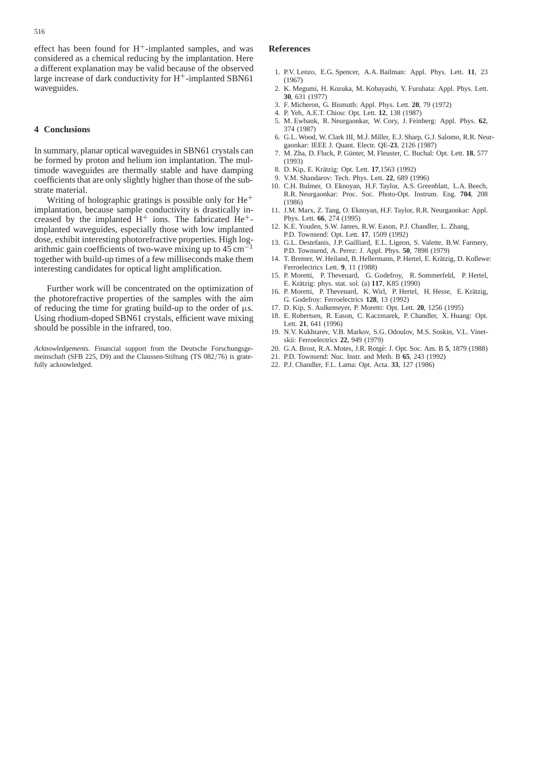effect has been found for $H^+$-implanted samples, and was considered as a chemical reducing by the implantation. Here a different explanation may be valid because of the observed large increase of dark conductivity for $H^+$-implanted SBN61 waveguides.

## 4 Conclusions

In summary, planar optical waveguides in SBN61 crystals can be formed by proton and helium ion implantation. The multimode waveguides are thermally stable and have damping coefficients that are only slightly higher than those of the substrate material.

Writing of holographic gratings is possible only for $He^+$ implantation, because sample conductivity is drastically increased by the implanted $H^+$ ions. The fabricated $He^+$-implanted waveguides, especially those with low implanted dose, exhibit interesting photorefractive properties. High logarithmic gain coefficients of two-wave mixing up to $45\,\text{cm}^{-1}$ together with build-up times of a few milliseconds make them interesting candidates for optical light amplification.

Further work will be concentrated on the optimization of the photorefractive properties of the samples with the aim of reducing the time for grating build-up to the order of μs. Using rhodium-doped SBN61 crystals, efficient wave mixing should be possible in the infrared, too.

*Acknowledgements.* Financial support from the Deutsche Forschungsgemeinschaft (SFB 225, D9) and the Claussen-Stiftung (TS 082/76) is gratefully acknowledged.

## References

1. P.V. Lenzo, E.G. Spencer, A.A. Bailman: Appl. Phys. Lett. **11**, 23 (1967)
2. K. Megumi, H. Kozuka, M. Kobayashi, Y. Furuhata: Appl. Phys. Lett. **30**, 631 (1977)
3. F. Micheron, G. Bismuth: Appl. Phys. Lett. **20**, 79 (1972)
4. P. Yeh, A.E.T. Chiou: Opt. Lett. **12**, 138 (1987)
5. M. Ewbank, R. Neurgaonkar, W. Cory, J. Feinberg: Appl. Phys. **62**, 374 (1987)
6. G.L. Wood, W. Clark III, M.J. Miller, E.J. Sharp, G.J. Salomo, R.R. Neurgaonkar: IEEE J. Quant. Electr. QE-**23**, 2126 (1987)
7. M. Zha, D. Fluck, P. Günter, M. Fleuster, C. Buchal: Opt. Lett. **18**, 577 (1993)
8. D. Kip, E. Krätzig: Opt. Lett. **17**,1563 (1992)
9. V.M. Shandarov: Tech. Phys. Lett. **22**, 689 (1996)
10. C.H. Bulmer, O. Eknoyan, H.F. Taylor, A.S. Greenblatt, L.A. Beech, R.R. Neurgaonkar: Proc. Soc. Photo-Opt. Instrum. Eng. **704**, 208 (1986)
11. J.M. Marx, Z. Tang, O. Eknoyan, H.F. Taylor, R.R. Neurgaonkar: Appl. Phys. Lett. **66**, 274 (1995)
12. K.E. Youden, S.W. James, R.W. Eason, P.J. Chandler, L. Zhang, P.D. Townsend: Opt. Lett. **17**, 1509 (1992)
13. G.L. Destefanis, J.P. Gailliard, E.L. Ligeon, S. Valette, B.W. Farmery, P.D. Townsend, A. Perez: J. Appl. Phys. **50**, 7898 (1979)
14. T. Bremer, W. Heiland, B. Hellermann, P. Hertel, E. Krätzig, D. Kollewe: Ferroelectrics Lett. **9**, 11 (1988)
15. P. Moretti, P. Thevenard, G. Godefroy, R. Sommerfeld, P. Hertel, E. Krätzig: phys. stat. sol. (a) **117**, K85 (1990)
16. P. Moretti, P. Thevenard, K. Wirl, P. Hertel, H. Hesse, E. Krätzig, G. Godefroy: Ferroelectrics **128**, 13 (1992)
17. D. Kip, S. Aulkemeyer, P. Moretti: Opt. Lett. **20**, 1256 (1995)
18. E. Robertsen, R. Eason, C. Kaczmarek, P. Chandler, X. Huang: Opt. Lett. **21**, 641 (1996)
19. N.V. Kukhtarev, V.B. Markov, S.G. Odoulov, M.S. Soskin, V.L. Vinetskii: Ferroelectrics **22**, 949 (1979)
20. G.A. Brost, R.A. Motes, J.R. Rotgé: J. Opt. Soc. Am. B **5**, 1879 (1988)
21. P.D. Townsend: Nuc. Instr. and Meth. B **65**, 243 (1992)
22. P.J. Chandler, F.L. Lama: Opt. Acta. **33**, 127 (1986)